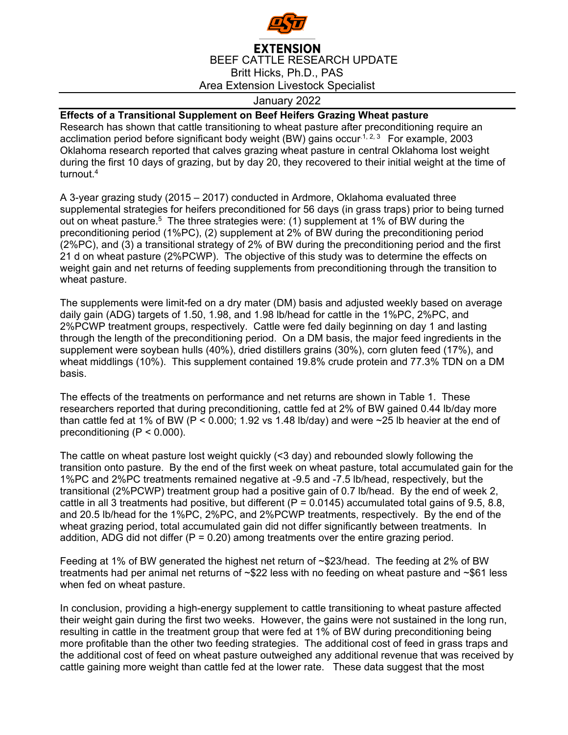# EXTENSION

BEEF CATTLE RESEARCH UPDATE

Britt Hicks, Ph.D., PAS

Area Extension Livestock Specialist

January 2022

**Effects of a Transitional Supplement on Beef Heifers Grazing Wheat pasture**

Research has shown that cattle transitioning to wheat pasture after preconditioning require an acclimation period before significant body weight (BW) gains occur.[1, 2, 3] For example, 2003 Oklahoma research reported that calves grazing wheat pasture in central Oklahoma lost weight during the first 10 days of grazing, but by day 20, they recovered to their initial weight at the time of turnout.[4]

A 3-year grazing study (2015 – 2017) conducted in Ardmore, Oklahoma evaluated three supplemental strategies for heifers preconditioned for 56 days (in grass traps) prior to being turned out on wheat pasture.[5] The three strategies were: (1) supplement at 1% of BW during the preconditioning period (1%PC), (2) supplement at 2% of BW during the preconditioning period (2%PC), and (3) a transitional strategy of 2% of BW during the preconditioning period and the first 21 d on wheat pasture (2%PCWP). The objective of this study was to determine the effects on weight gain and net returns of feeding supplements from preconditioning through the transition to wheat pasture.

The supplements were limit-fed on a dry mater (DM) basis and adjusted weekly based on average daily gain (ADG) targets of 1.50, 1.98, and 1.98 lb/head for cattle in the 1%PC, 2%PC, and 2%PCWP treatment groups, respectively. Cattle were fed daily beginning on day 1 and lasting through the length of the preconditioning period. On a DM basis, the major feed ingredients in the supplement were soybean hulls (40%), dried distillers grains (30%), corn gluten feed (17%), and wheat middlings (10%). This supplement contained 19.8% crude protein and 77.3% TDN on a DM basis.

The effects of the treatments on performance and net returns are shown in Table 1. These researchers reported that during preconditioning, cattle fed at 2% of BW gained 0.44 lb/day more than cattle fed at 1% of BW ($P < 0.000$; 1.92 vs 1.48 lb/day) and were ~25 lb heavier at the end of preconditioning ($P < 0.000$).

The cattle on wheat pasture lost weight quickly (<3 day) and rebounded slowly following the transition onto pasture. By the end of the first week on wheat pasture, total accumulated gain for the 1%PC and 2%PC treatments remained negative at -9.5 and -7.5 lb/head, respectively, but the transitional (2%PCWP) treatment group had a positive gain of 0.7 lb/head. By the end of week 2, cattle in all 3 treatments had positive, but different ($P = 0.0145$) accumulated total gains of 9.5, 8.8, and 20.5 lb/head for the 1%PC, 2%PC, and 2%PCWP treatments, respectively. By the end of the wheat grazing period, total accumulated gain did not differ significantly between treatments. In addition, ADG did not differ ($P = 0.20$) among treatments over the entire grazing period.

Feeding at 1% of BW generated the highest net return of ~$23/head. The feeding at 2% of BW treatments had per animal net returns of ~$22 less with no feeding on wheat pasture and ~$61 less when fed on wheat pasture.

In conclusion, providing a high-energy supplement to cattle transitioning to wheat pasture affected their weight gain during the first two weeks. However, the gains were not sustained in the long run, resulting in cattle in the treatment group that were fed at 1% of BW during preconditioning being more profitable than the other two feeding strategies. The additional cost of feed in grass traps and the additional cost of feed on wheat pasture outweighed any additional revenue that was received by cattle gaining more weight than cattle fed at the lower rate. These data suggest that the most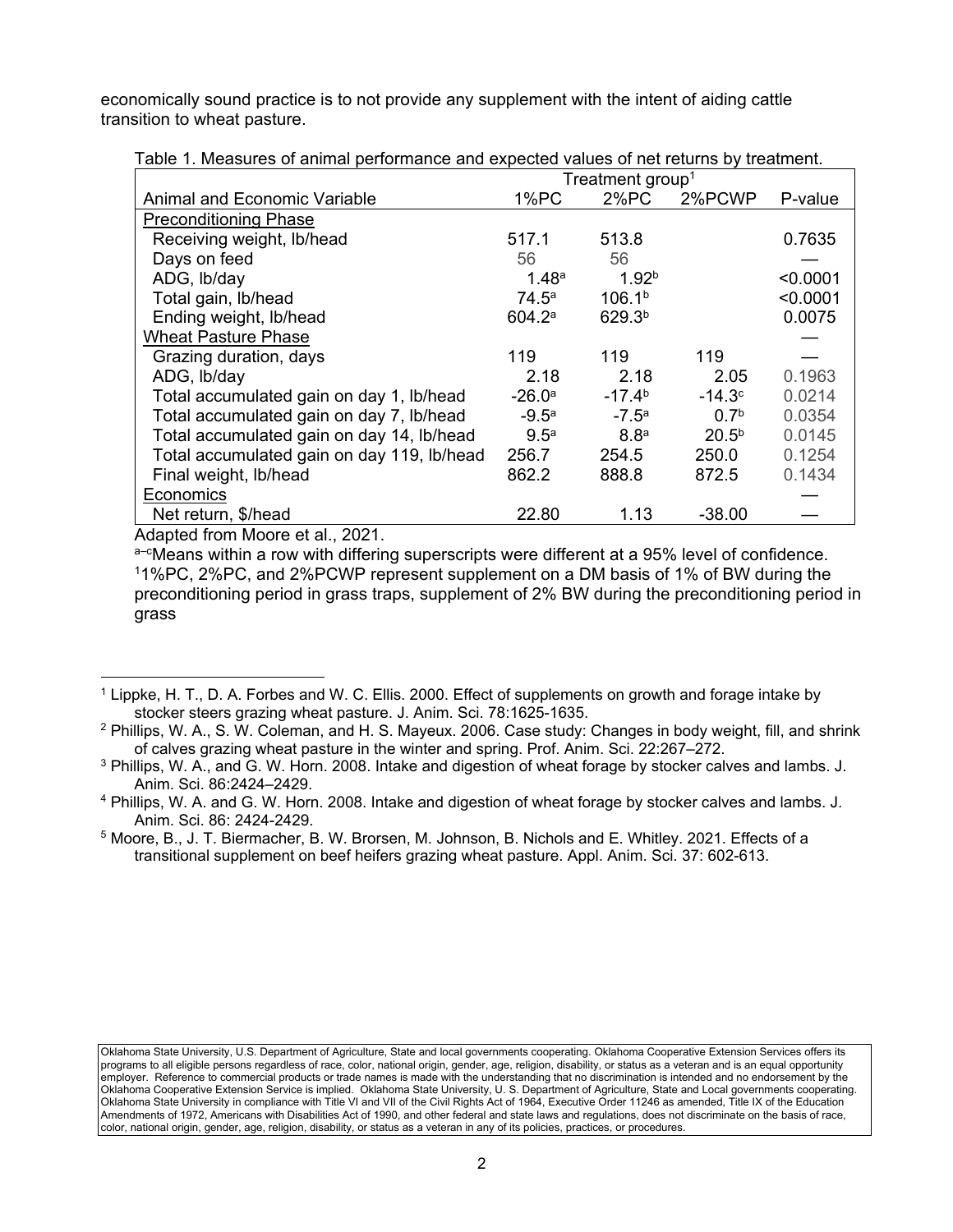economically sound practice is to not provide any supplement with the intent of aiding cattle transition to wheat pasture.

Table 1. Measures of animal performance and expected values of net returns by treatment.

| Animal and Economic Variable | Treatment group[1] | | | P-value |
|---|---|---|---|---|
| | 1%PC | 2%PC | 2%PCWP | |
| Preconditioning Phase | | | | |
| Receiving weight, lb/head | 517.1 | 513.8 | | 0.7635 |
| Days on feed | 56 | 56 | | — |
| ADG, lb/day | 1.48[a] | 1.92[b] | | <0.0001 |
| Total gain, lb/head | 74.5[a] | 106.1[b] | | <0.0001 |
| Ending weight, lb/head | 604.2[a] | 629.3[b] | | 0.0075 |
| Wheat Pasture Phase | | | | — |
| Grazing duration, days | 119 | 119 | 119 | — |
| ADG, lb/day | 2.18 | 2.18 | 2.05 | 0.1963 |
| Total accumulated gain on day 1, lb/head | -26.0[a] | -17.4[b] | -14.3[c] | 0.0214 |
| Total accumulated gain on day 7, lb/head | -9.5[a] | -7.5[a] | 0.7[b] | 0.0354 |
| Total accumulated gain on day 14, lb/head | 9.5[a] | 8.8[a] | 20.5[b] | 0.0145 |
| Total accumulated gain on day 119, lb/head | 256.7 | 254.5 | 250.0 | 0.1254 |
| Final weight, lb/head | 862.2 | 888.8 | 872.5 | 0.1434 |
| Economics | | | | — |
| Net return, $/head | 22.80 | 1.13 | -38.00 | — |

Adapted from Moore et al., 2021.

[a–c]Means within a row with differing superscripts were different at a 95% level of confidence.

[1]1%PC, 2%PC, and 2%PCWP represent supplement on a DM basis of 1% of BW during the preconditioning period in grass traps, supplement of 2% BW during the preconditioning period in grass

---

[1] Lippke, H. T., D. A. Forbes and W. C. Ellis. 2000. Effect of supplements on growth and forage intake by stocker steers grazing wheat pasture. J. Anim. Sci. 78:1625-1635.

[2] Phillips, W. A., S. W. Coleman, and H. S. Mayeux. 2006. Case study: Changes in body weight, fill, and shrink of calves grazing wheat pasture in the winter and spring. Prof. Anim. Sci. 22:267–272.

[3] Phillips, W. A., and G. W. Horn. 2008. Intake and digestion of wheat forage by stocker calves and lambs. J. Anim. Sci. 86:2424–2429.

[4] Phillips, W. A. and G. W. Horn. 2008. Intake and digestion of wheat forage by stocker calves and lambs. J. Anim. Sci. 86: 2424-2429.

[5] Moore, B., J. T. Biermacher, B. W. Brorsen, M. Johnson, B. Nichols and E. Whitley. 2021. Effects of a transitional supplement on beef heifers grazing wheat pasture. Appl. Anim. Sci. 37: 602-613.

Oklahoma State University, U.S. Department of Agriculture, State and local governments cooperating. Oklahoma Cooperative Extension Services offers its programs to all eligible persons regardless of race, color, national origin, gender, age, religion, disability, or status as a veteran and is an equal opportunity employer. Reference to commercial products or trade names is made with the understanding that no discrimination is intended and no endorsement by the Oklahoma Cooperative Extension Service is implied. Oklahoma State University, U. S. Department of Agriculture, State and Local governments cooperating. Oklahoma State University in compliance with Title VI and VII of the Civil Rights Act of 1964, Executive Order 11246 as amended, Title IX of the Education Amendments of 1972, Americans with Disabilities Act of 1990, and other federal and state laws and regulations, does not discriminate on the basis of race, color, national origin, gender, age, religion, disability, or status as a veteran in any of its policies, practices, or procedures.